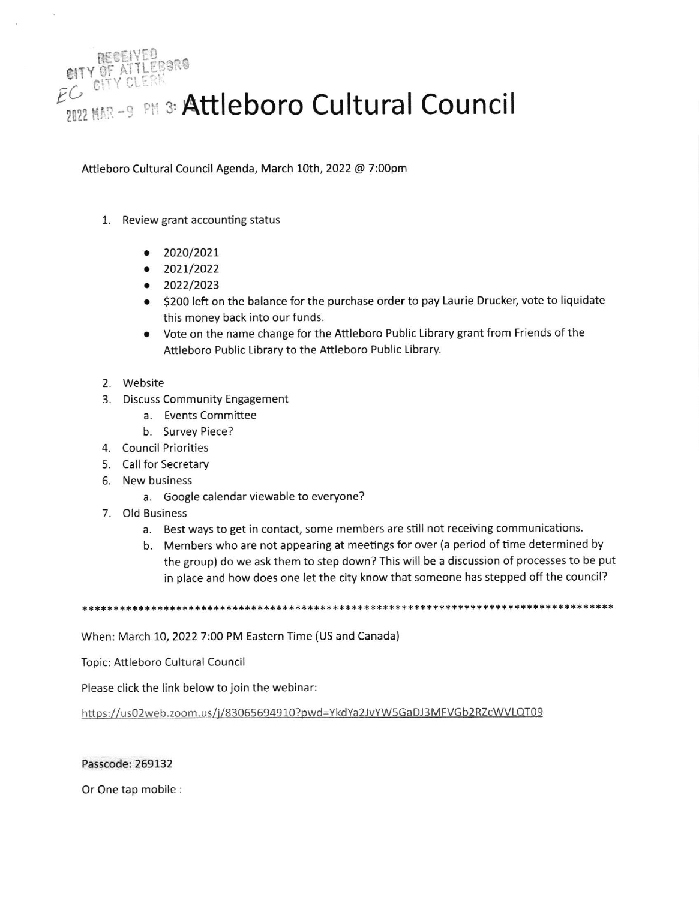RECEIVED
CITY OF ATTLEBORO
EC CITY CLERK
2022 MAR -9 PM 3:

# Attleboro Cultural Council

Attleboro Cultural Council Agenda, March 10th, 2022 @ 7:00pm

1. Review grant accounting status
   - 2020/2021
   - 2021/2022
   - 2022/2023
   - $200 left on the balance for the purchase order to pay Laurie Drucker, vote to liquidate this money back into our funds.
   - Vote on the name change for the Attleboro Public Library grant from Friends of the Attleboro Public Library to the Attleboro Public Library.
2. Website
3. Discuss Community Engagement
   a. Events Committee
   b. Survey Piece?
4. Council Priorities
5. Call for Secretary
6. New business
   a. Google calendar viewable to everyone?
7. Old Business
   a. Best ways to get in contact, some members are still not receiving communications.
   b. Members who are not appearing at meetings for over (a period of time determined by the group) do we ask them to step down? This will be a discussion of processes to be put in place and how does one let the city know that someone has stepped off the council?

*****************************************************************************************

When: March 10, 2022 7:00 PM Eastern Time (US and Canada)

Topic: Attleboro Cultural Council

Please click the link below to join the webinar:

https://us02web.zoom.us/j/83065694910?pwd=YkdYa2JvYW5GaDJ3MFVGb2RZcWVLQT09

**Passcode: 269132**

Or One tap mobile :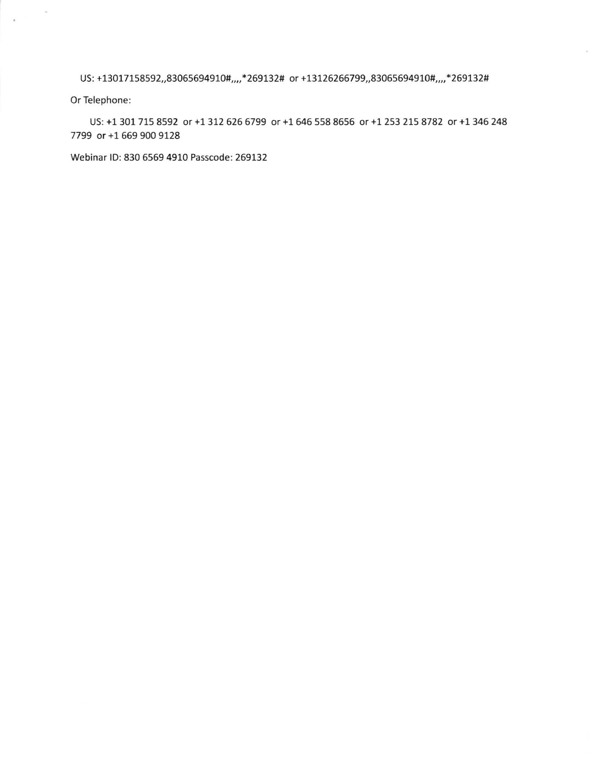US: +13017158592,,83065694910#,,,,*269132# or +13126266799,,83065694910#,,,,*269132#

Or Telephone:

US: +1 301 715 8592 or +1 312 626 6799 or +1 646 558 8656 or +1 253 215 8782 or +1 346 248 7799 or +1 669 900 9128

Webinar ID: 830 6569 4910 Passcode: 269132